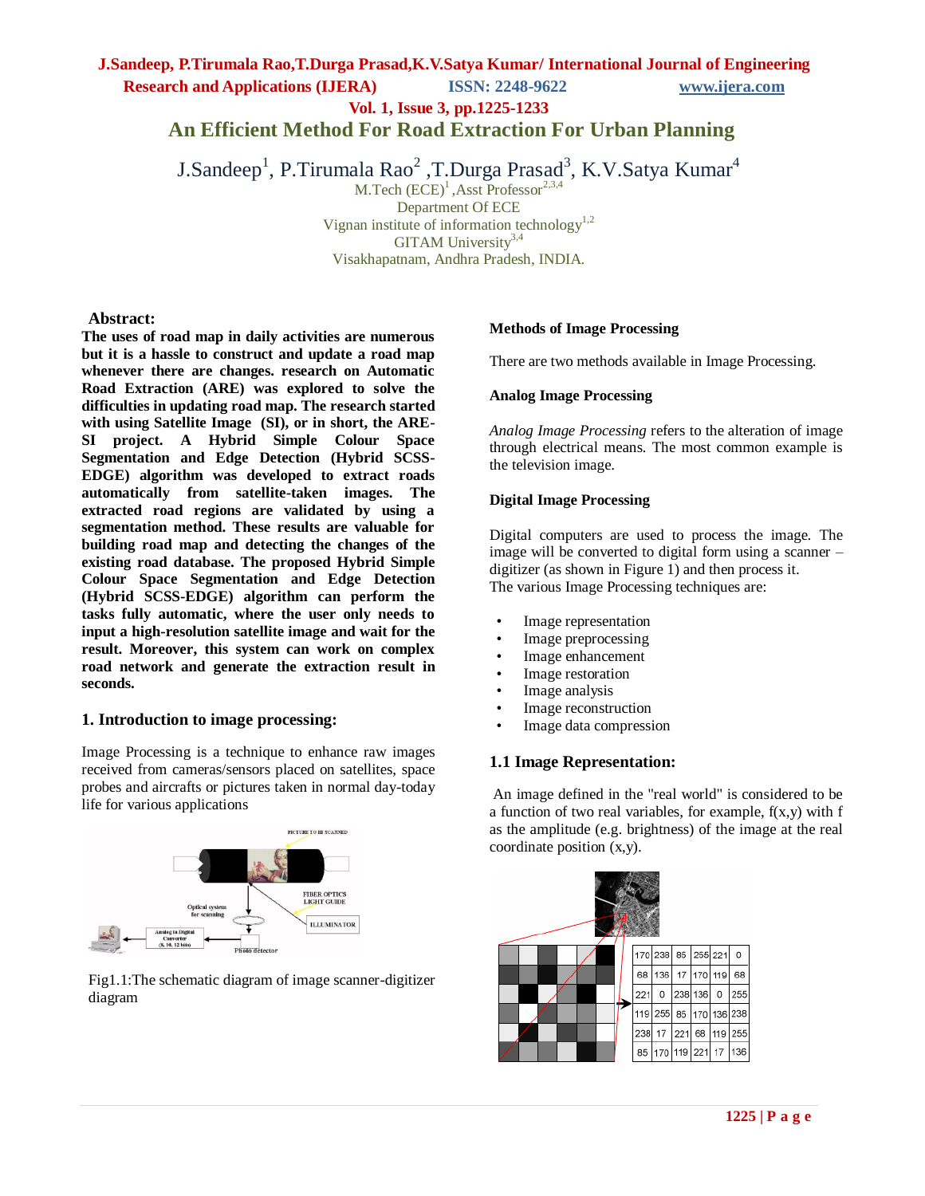# An Efficient Method For Road Extraction For Urban Planning

J.Sandeep[1], P.Tirumala Rao[2] ,T.Durga Prasad[3], K.V.Satya Kumar[4]

M.Tech (ECE)[1] ,Asst Professor[2,3,4]
Department Of ECE
Vignan institute of information technology[1,2]
GITAM University[3,4]
Visakhapatnam, Andhra Pradesh, INDIA.

## Abstract:

**The uses of road map in daily activities are numerous but it is a hassle to construct and update a road map whenever there are changes. research on Automatic Road Extraction (ARE) was explored to solve the difficulties in updating road map. The research started with using Satellite Image (SI), or in short, the ARE-SI project. A Hybrid Simple Colour Space Segmentation and Edge Detection (Hybrid SCSS-EDGE) algorithm was developed to extract roads automatically from satellite-taken images. The extracted road regions are validated by using a segmentation method. These results are valuable for building road map and detecting the changes of the existing road database. The proposed Hybrid Simple Colour Space Segmentation and Edge Detection (Hybrid SCSS-EDGE) algorithm can perform the tasks fully automatic, where the user only needs to input a high-resolution satellite image and wait for the result. Moreover, this system can work on complex road network and generate the extraction result in seconds.**

## 1. Introduction to image processing:

Image Processing is a technique to enhance raw images received from cameras/sensors placed on satellites, space probes and aircrafts or pictures taken in normal day-today life for various applications

Fig1.1:The schematic diagram of image scanner-digitizer diagram

### Methods of Image Processing

There are two methods available in Image Processing.

### Analog Image Processing

*Analog Image Processing* refers to the alteration of image through electrical means. The most common example is the television image.

### Digital Image Processing

Digital computers are used to process the image. The image will be converted to digital form using a scanner – digitizer (as shown in Figure 1) and then process it.
The various Image Processing techniques are:

- Image representation
- Image preprocessing
- Image enhancement
- Image restoration
- Image analysis
- Image reconstruction
- Image data compression

## 1.1 Image Representation:

An image defined in the "real world" is considered to be a function of two real variables, for example, f(x,y) with f as the amplitude (e.g. brightness) of the image at the real coordinate position (x,y).

| 170 | 238 | 85 | 255 | 221 | 0 |
|---|---|---|---|---|---|
| 68 | 136 | 17 | 170 | 119 | 68 |
| 221 | 0 | 238 | 136 | 0 | 255 |
| 119 | 255 | 85 | 170 | 136 | 238 |
| 238 | 17 | 221 | 68 | 119 | 255 |
| 85 | 170 | 119 | 221 | 17 | 136 |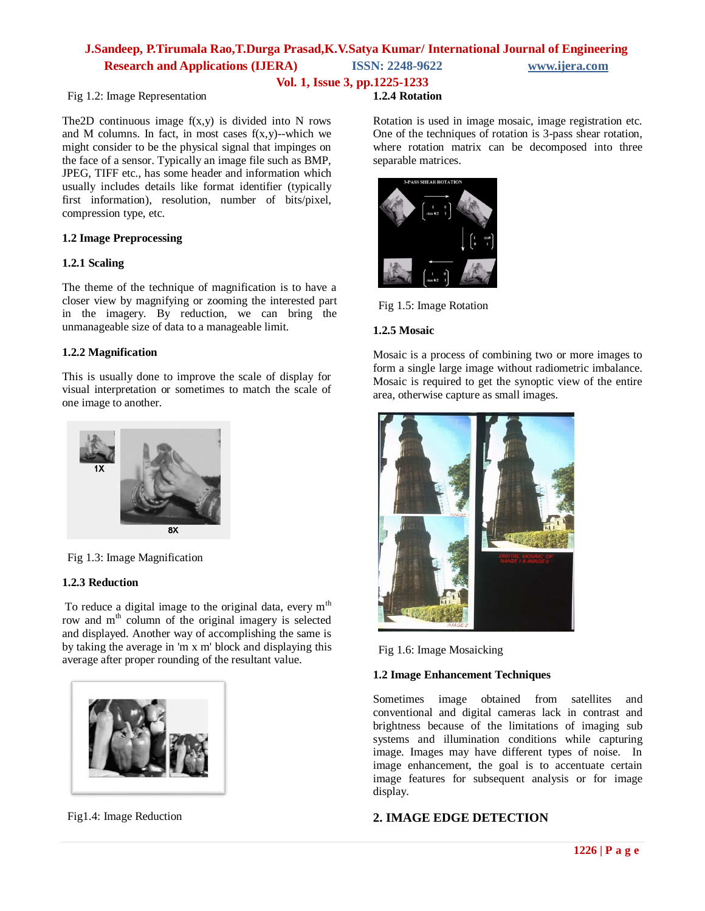Fig 1.2: Image Representation

The2D continuous image f(x,y) is divided into N rows and M columns. In fact, in most cases f(x,y)--which we might consider to be the physical signal that impinges on the face of a sensor. Typically an image file such as BMP, JPEG, TIFF etc., has some header and information which usually includes details like format identifier (typically first information), resolution, number of bits/pixel, compression type, etc.

### 1.2 Image Preprocessing

#### 1.2.1 Scaling

The theme of the technique of magnification is to have a closer view by magnifying or zooming the interested part in the imagery. By reduction, we can bring the unmanageable size of data to a manageable limit.

#### 1.2.2 Magnification

This is usually done to improve the scale of display for visual interpretation or sometimes to match the scale of one image to another.

Fig 1.3: Image Magnification

#### 1.2.3 Reduction

To reduce a digital image to the original data, every $m^{th}$ row and $m^{th}$ column of the original imagery is selected and displayed. Another way of accomplishing the same is by taking the average in 'm x m' block and displaying this average after proper rounding of the resultant value.

Fig1.4: Image Reduction

#### 1.2.4 Rotation

Rotation is used in image mosaic, image registration etc. One of the techniques of rotation is 3-pass shear rotation, where rotation matrix can be decomposed into three separable matrices.

Fig 1.5: Image Rotation

#### 1.2.5 Mosaic

Mosaic is a process of combining two or more images to form a single large image without radiometric imbalance. Mosaic is required to get the synoptic view of the entire area, otherwise capture as small images.

Fig 1.6: Image Mosaicking

### 1.2 Image Enhancement Techniques

Sometimes image obtained from satellites and conventional and digital cameras lack in contrast and brightness because of the limitations of imaging sub systems and illumination conditions while capturing image. Images may have different types of noise. In image enhancement, the goal is to accentuate certain image features for subsequent analysis or for image display.

## 2. IMAGE EDGE DETECTION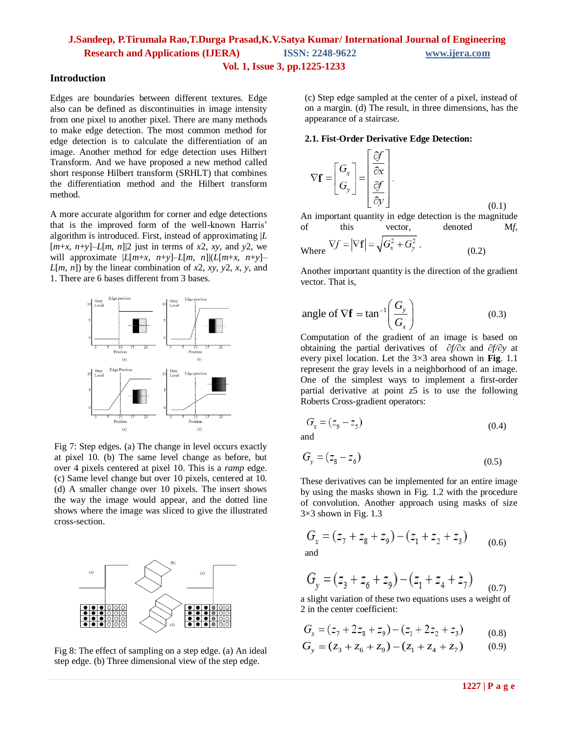## Introduction

Edges are boundaries between different textures. Edge also can be defined as discontinuities in image intensity from one pixel to another pixel. There are many methods to make edge detection. The most common method for edge detection is to calculate the differentiation of an image. Another method for edge detection uses Hilbert Transform. And we have proposed a new method called short response Hilbert transform (SRHLT) that combines the differentiation method and the Hilbert transform method.

A more accurate algorithm for corner and edge detections that is the improved form of the well-known Harris' algorithm is introduced. First, instead of approximating $|L[m+x, n+y]-L[m, n]|^2$ just in terms of $x^2$, $xy$, and $y^2$, we will approximate $|L[m+x, n+y]-L[m, n]|(L[m+x, n+y]-L[m, n])$ by the linear combination of $x^2$, $xy$, $y^2$, $x$, $y$, and 1. There are 6 bases different from 3 bases.

Fig 7: Step edges. (a) The change in level occurs exactly at pixel 10. (b) The same level change as before, but over 4 pixels centered at pixel 10. This is a *ramp* edge. (c) Same level change but over 10 pixels, centered at 10. (d) A smaller change over 10 pixels. The insert shows the way the image would appear, and the dotted line shows where the image was sliced to give the illustrated cross-section.

Fig 8: The effect of sampling on a step edge. (a) An ideal step edge. (b) Three dimensional view of the step edge. (c) Step edge sampled at the center of a pixel, instead of on a margin. (d) The result, in three dimensions, has the appearance of a staircase.

### 2.1. Fist-Order Derivative Edge Detection:

$$\nabla \mathbf{f} = \begin{bmatrix} G_x \\ G_y \end{bmatrix} = \begin{bmatrix} \frac{\partial f}{\partial x} \\ \frac{\partial f}{\partial y} \end{bmatrix}. \tag{0.1}$$

An important quantity in edge detection is the magnitude of this vector, denoted M*f*,

Where $\nabla f = |\nabla \mathbf{f}| = \sqrt{G_x^2 + G_y^2}$. (0.2)

Another important quantity is the direction of the gradient vector. That is,

$$\text{angle of } \nabla \mathbf{f} = \tan^{-1}\left(\frac{G_y}{G_x}\right) \tag{0.3}$$

Computation of the gradient of an image is based on obtaining the partial derivatives of $\partial f/\partial x$ and $\partial f/\partial y$ at every pixel location. Let the 3×3 area shown in **Fig**. 1.1 represent the gray levels in a neighborhood of an image. One of the simplest ways to implement a first-order partial derivative at point $z5$ is to use the following Roberts Cross-gradient operators:

$$G_x = (z_9 - z_5) \tag{0.4}$$

and

$$G_y = (z_8 - z_6) \tag{0.5}$$

These derivatives can be implemented for an entire image by using the masks shown in Fig. 1.2 with the procedure of convolution. Another approach using masks of size 3×3 shown in Fig. 1.3

$$G_x = (z_7 + z_8 + z_9) - (z_1 + z_2 + z_3) \tag{0.6}$$

and

$$G_y = (z_3 + z_6 + z_9) - (z_1 + z_4 + z_7) \tag{0.7}$$

a slight variation of these two equations uses a weight of 2 in the center coefficient:

$$G_x = (z_7 + 2z_8 + z_9) - (z_1 + 2z_2 + z_3) \tag{0.8}$$

$$G_y = (z_3 + z_6 + z_9) - (z_1 + z_4 + z_7) \tag{0.9}$$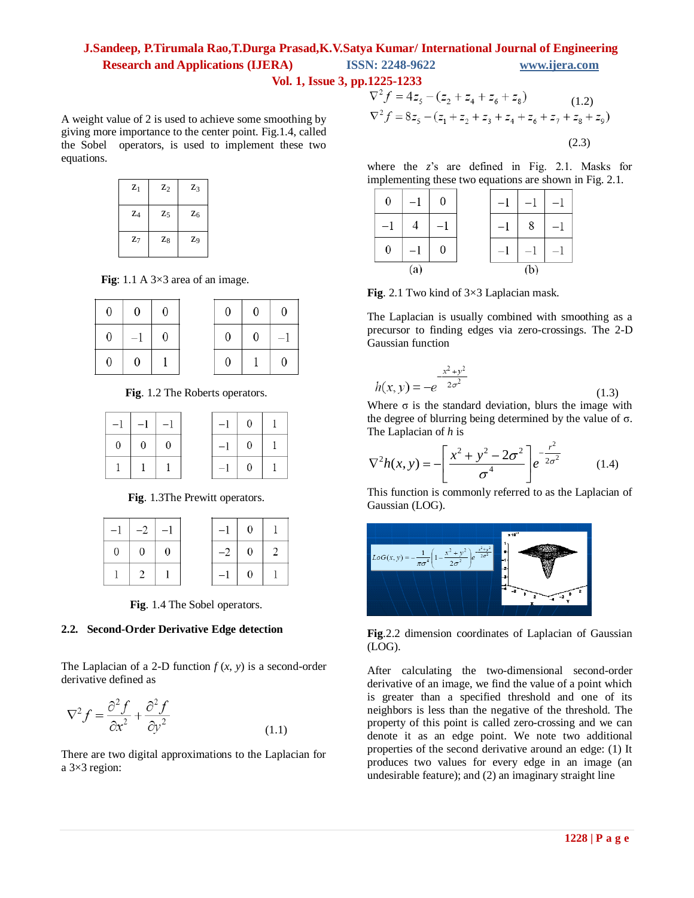A weight value of 2 is used to achieve some smoothing by giving more importance to the center point. Fig.1.4, called the Sobel operators, is used to implement these two equations.

| $z_1$ | $z_2$ | $z_3$ |
|---|---|---|
| $z_4$ | $z_5$ | $z_6$ |
| $z_7$ | $z_8$ | $z_9$ |

**Fig**: 1.1 A 3×3 area of an image.

| 0 | 0 | 0 |
|---|---|---|
| 0 | −1 | 0 |
| 0 | 0 | 1 |

| 0 | 0 | 0 |
|---|---|---|
| 0 | 0 | −1 |
| 0 | 1 | 0 |

**Fig**. 1.2 The Roberts operators.

| −1 | −1 | −1 |
|---|---|---|
| 0 | 0 | 0 |
| 1 | 1 | 1 |

| −1 | 0 | 1 |
|---|---|---|
| −1 | 0 | 1 |
| −1 | 0 | 1 |

**Fig**. 1.3The Prewitt operators.

| −1 | −2 | −1 |
|---|---|---|
| 0 | 0 | 0 |
| 1 | 2 | 1 |

| −1 | 0 | 1 |
|---|---|---|
| −2 | 0 | 2 |
| −1 | 0 | 1 |

**Fig**. 1.4 The Sobel operators.

### 2.2. Second-Order Derivative Edge detection

The Laplacian of a 2-D function $f(x, y)$ is a second-order derivative defined as

$$\nabla^2 f = \frac{\partial^2 f}{\partial x^2} + \frac{\partial^2 f}{\partial y^2} \tag{1.1}$$

There are two digital approximations to the Laplacian for a 3×3 region:

$$\nabla^2 f = 4z_5 - (z_2 + z_4 + z_6 + z_8) \tag{1.2}$$

$$\nabla^2 f = 8z_5 - (z_1 + z_2 + z_3 + z_4 + z_6 + z_7 + z_8 + z_9) \tag{2.3}$$

where the $z$'s are defined in Fig. 2.1. Masks for implementing these two equations are shown in Fig. 2.1.

(a)

| 0 | −1 | 0 |
|---|---|---|
| −1 | 4 | −1 |
| 0 | −1 | 0 |

(b)

| −1 | −1 | −1 |
|---|---|---|
| −1 | 8 | −1 |
| −1 | −1 | −1 |

**Fig**. 2.1 Two kind of 3×3 Laplacian mask.

The Laplacian is usually combined with smoothing as a precursor to finding edges via zero-crossings. The 2-D Gaussian function

$$h(x, y) = -e^{-\frac{x^2+y^2}{2\sigma^2}} \tag{1.3}$$

Where σ is the standard deviation, blurs the image with the degree of blurring being determined by the value of σ. The Laplacian of $h$ is

$$\nabla^2 h(x, y) = -\left[\frac{x^2 + y^2 - 2\sigma^2}{\sigma^4}\right] e^{-\frac{r^2}{2\sigma^2}} \tag{1.4}$$

This function is commonly referred to as the Laplacian of Gaussian (LOG).

$$LOG(x, y) = -\frac{1}{\pi\sigma^4}\left(1 - \frac{x^2 + y^2}{2\sigma^2}\right) e^{-\frac{x^2+y^2}{2\sigma^2}}$$

**Fig**.2.2 dimension coordinates of Laplacian of Gaussian (LOG).

After calculating the two-dimensional second-order derivative of an image, we find the value of a point which is greater than a specified threshold and one of its neighbors is less than the negative of the threshold. The property of this point is called zero-crossing and we can denote it as an edge point. We note two additional properties of the second derivative around an edge: (1) It produces two values for every edge in an image (an undesirable feature); and (2) an imaginary straight line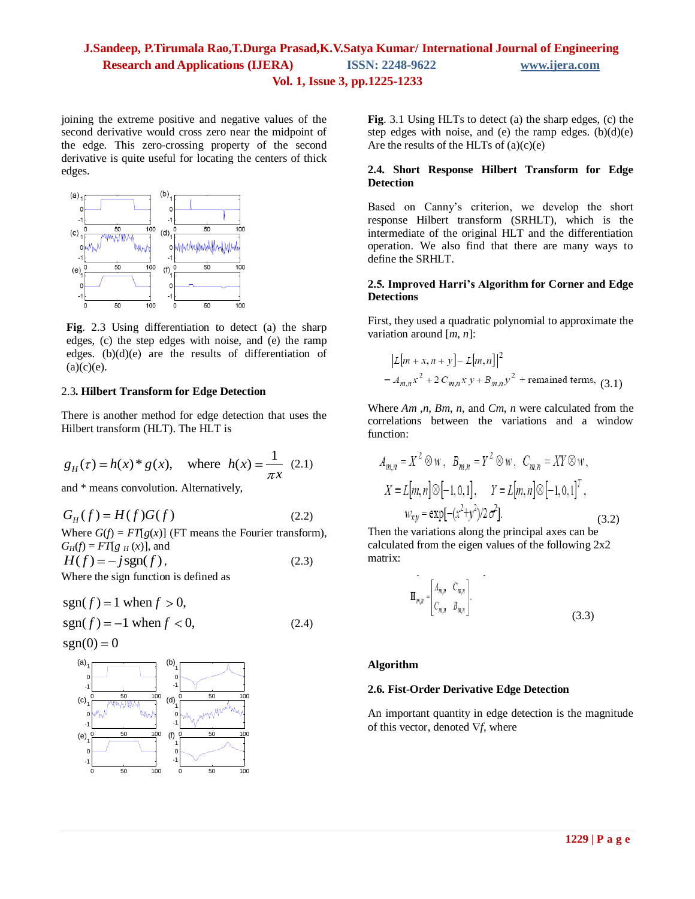joining the extreme positive and negative values of the second derivative would cross zero near the midpoint of the edge. This zero-crossing property of the second derivative is quite useful for locating the centers of thick edges.

**Fig**. 2.3 Using differentiation to detect (a) the sharp edges, (c) the step edges with noise, and (e) the ramp edges. (b)(d)(e) are the results of differentiation of (a)(c)(e).

### 2.3. Hilbert Transform for Edge Detection

There is another method for edge detection that uses the Hilbert transform (HLT). The HLT is

$$g_H(\tau) = h(x) * g(x), \quad \text{where } h(x) = \frac{1}{\pi x} \quad (2.1)$$

and * means convolution. Alternatively,

$$G_H(f) = H(f)G(f) \quad (2.2)$$

Where $G(f) = FT[g(x)]$ (FT means the Fourier transform), $G_H(f) = FT[g_H(x)]$, and

$$H(f) = -j\,\mathrm{sgn}(f), \quad (2.3)$$

Where the sign function is defined as

$$\mathrm{sgn}(f) = 1 \text{ when } f > 0,$$
$$\mathrm{sgn}(f) = -1 \text{ when } f < 0, \quad (2.4)$$
$$\mathrm{sgn}(0) = 0$$

**Fig**. 3.1 Using HLTs to detect (a) the sharp edges, (c) the step edges with noise, and (e) the ramp edges. (b)(d)(e) Are the results of the HLTs of (a)(c)(e)

### 2.4. Short Response Hilbert Transform for Edge Detection

Based on Canny's criterion, we develop the short response Hilbert transform (SRHLT), which is the intermediate of the original HLT and the differentiation operation. We also find that there are many ways to define the SRHLT.

### 2.5. Improved Harri's Algorithm for Corner and Edge Detections

First, they used a quadratic polynomial to approximate the variation around $[m, n]$:

$$\left|L[m+x, n+y] - L[m,n]\right|^2 = A_{m,n}x^2 + 2C_{m,n}xy + B_{m,n}y^2 + \text{remained terms}, \quad (3.1)$$

Where $A_{m,n}$, $B_{m,n}$, and $C_{m,n}$ were calculated from the correlations between the variations and a window function:

$$A_{m,n} = X^2 \otimes w, \quad B_{m,n} = Y^2 \otimes w, \quad C_{m,n} = XY \otimes w,$$
$$X = L[m,n] \otimes [-1,0,1], \quad Y = L[m,n] \otimes [-1,0,1]^T,$$
$$w_{xy} = \exp[-(x^2+y^2)/2\sigma^2]. \quad (3.2)$$

Then the variations along the principal axes can be calculated from the eigen values of the following 2x2 matrix:

$$\mathbf{H}_{m,n} = \begin{bmatrix} A_{m,n} & C_{m,n} \\ C_{m,n} & B_{m,n} \end{bmatrix}. \quad (3.3)$$

**Algorithm**

### 2.6. Fist-Order Derivative Edge Detection

An important quantity in edge detection is the magnitude of this vector, denoted $\nabla f$, where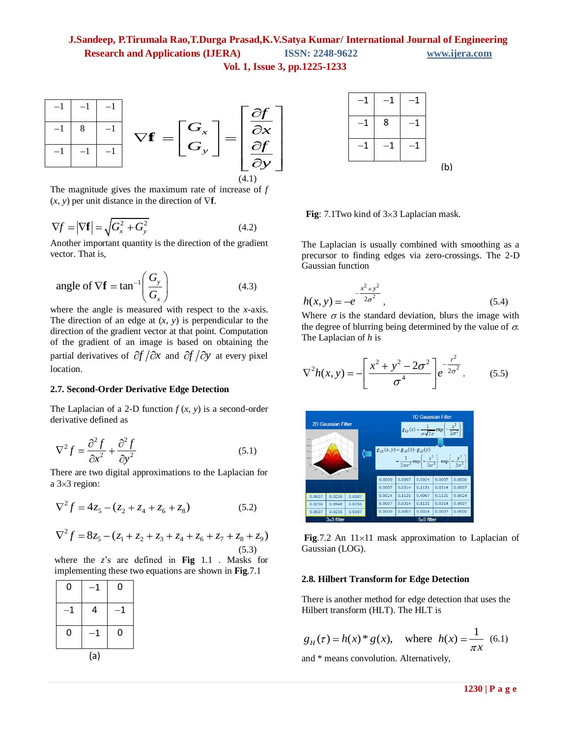| –1 | –1 | –1 |
|---|---|---|
| –1 | 8 | –1 |
| –1 | –1 | –1 |

$$\nabla \mathbf{f} = \begin{bmatrix} G_x \\ G_y \end{bmatrix} = \begin{bmatrix} \dfrac{\partial f}{\partial x} \\ \dfrac{\partial f}{\partial y} \end{bmatrix} \tag{4.1}$$

The magnitude gives the maximum rate of increase of $f(x, y)$ per unit distance in the direction of $\nabla \mathbf{f}$.

$$\nabla f = |\nabla \mathbf{f}| = \sqrt{G_x^2 + G_y^2} \tag{4.2}$$

Another important quantity is the direction of the gradient vector. That is,

$$\text{angle of } \nabla \mathbf{f} = \tan^{-1}\left(\frac{G_y}{G_x}\right) \tag{4.3}$$

where the angle is measured with respect to the $x$-axis. The direction of an edge at $(x, y)$ is perpendicular to the direction of the gradient vector at that point. Computation of the gradient of an image is based on obtaining the partial derivatives of $\partial f / \partial x$ and $\partial f / \partial y$ at every pixel location.

### 2.7. Second-Order Derivative Edge Detection

The Laplacian of a 2-D function $f(x, y)$ is a second-order derivative defined as

$$\nabla^2 f = \frac{\partial^2 f}{\partial x^2} + \frac{\partial^2 f}{\partial y^2} \tag{5.1}$$

There are two digital approximations to the Laplacian for a 3×3 region:

$$\nabla^2 f = 4z_5 - (z_2 + z_4 + z_6 + z_8) \tag{5.2}$$

$$\nabla^2 f = 8z_5 - (z_1 + z_2 + z_3 + z_4 + z_6 + z_7 + z_8 + z_9) \tag{5.3}$$

where the $z$'s are defined in **Fig** 1.1 . Masks for implementing these two equations are shown in **Fig**.7.1

| 0 | –1 | 0 |
|---|---|---|
| –1 | 4 | –1 |
| 0 | –1 | 0 |

(a)

| –1 | –1 | –1 |
|---|---|---|
| –1 | 8 | –1 |
| –1 | –1 | –1 |

(b)

**Fig**: 7.1Two kind of 3×3 Laplacian mask.

The Laplacian is usually combined with smoothing as a precursor to finding edges via zero-crossings. The 2-D Gaussian function

$$h(x,y) = -e^{-\frac{x^2+y^2}{2\sigma^2}}, \tag{5.4}$$

Where $\sigma$ is the standard deviation, blurs the image with the degree of blurring being determined by the value of $\sigma$. The Laplacian of $h$ is

$$\nabla^2 h(x,y) = -\left[\frac{x^2 + y^2 - 2\sigma^2}{\sigma^4}\right] e^{-\frac{r^2}{2\sigma^2}}. \tag{5.5}$$

**Fig**.7.2 An 11×11 mask approximation to Laplacian of Gaussian (LOG).

### 2.8. Hilbert Transform for Edge Detection

There is another method for edge detection that uses the Hilbert transform (HLT). The HLT is

$$g_H(\tau) = h(x) * g(x), \quad \text{where } h(x) = \frac{1}{\pi x} \tag{6.1}$$

and * means convolution. Alternatively,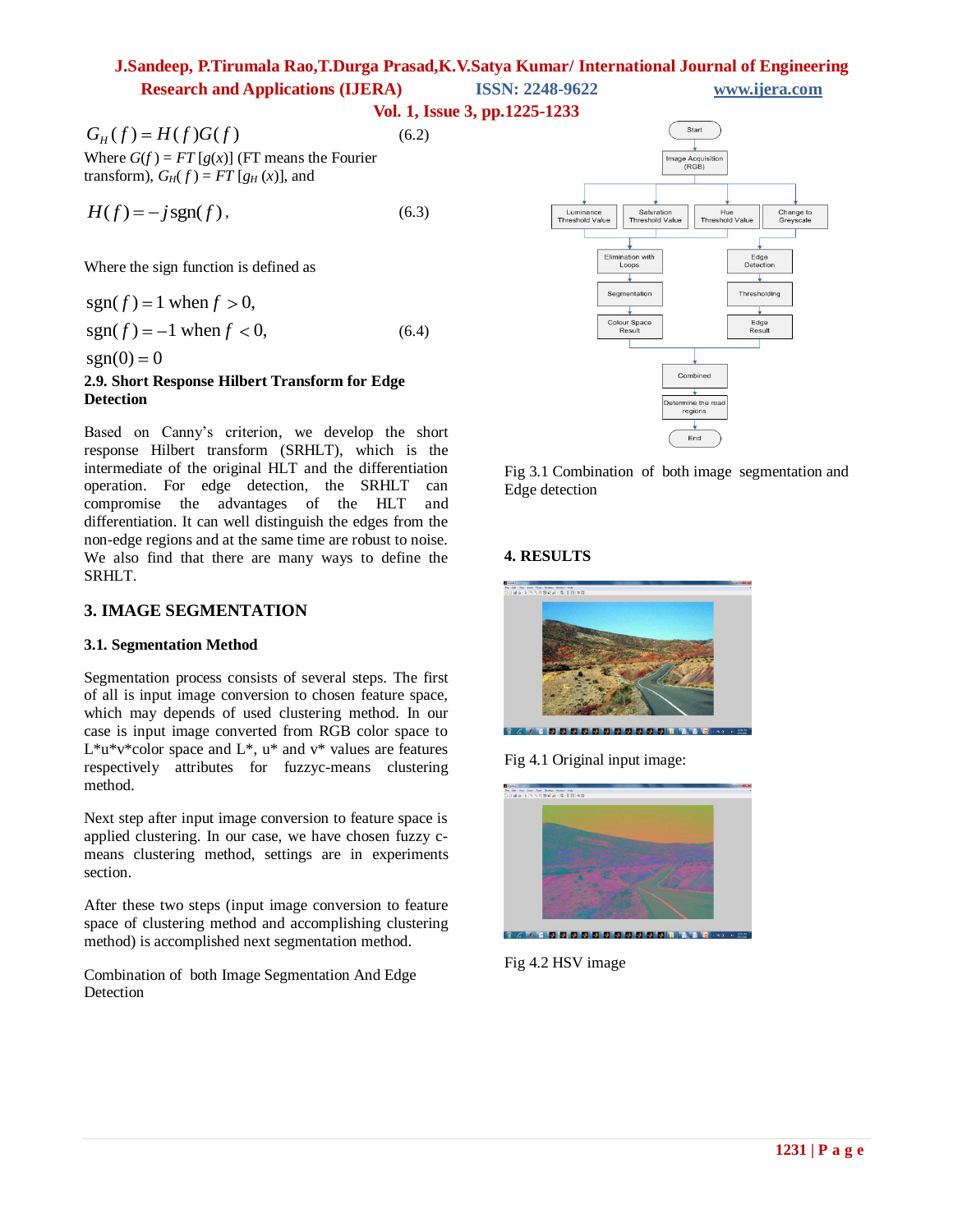$$G_H(f) = H(f)G(f) \quad (6.2)$$

Where $G(f) = FT[g(x)]$ (FT means the Fourier transform), $G_H(f) = FT[g_H(x)]$, and

$$H(f) = -j\,\text{sgn}(f), \quad (6.3)$$

Where the sign function is defined as

$$\begin{aligned} \text{sgn}(f) &= 1 \text{ when } f > 0, \\ \text{sgn}(f) &= -1 \text{ when } f < 0, \quad (6.4) \\ \text{sgn}(0) &= 0 \end{aligned}$$

### 2.9. Short Response Hilbert Transform for Edge Detection

Based on Canny's criterion, we develop the short response Hilbert transform (SRHLT), which is the intermediate of the original HLT and the differentiation operation. For edge detection, the SRHLT can compromise the advantages of the HLT and differentiation. It can well distinguish the edges from the non-edge regions and at the same time are robust to noise. We also find that there are many ways to define the SRHLT.

## 3. IMAGE SEGMENTATION

### 3.1. Segmentation Method

Segmentation process consists of several steps. The first of all is input image conversion to chosen feature space, which may depends of used clustering method. In our case is input image converted from RGB color space to L\*u\*v\*color space and L\*, u\* and v\* values are features respectively attributes for fuzzyc-means clustering method.

Next step after input image conversion to feature space is applied clustering. In our case, we have chosen fuzzy c-means clustering method, settings are in experiments section.

After these two steps (input image conversion to feature space of clustering method and accomplishing clustering method) is accomplished next segmentation method.

Combination of both Image Segmentation And Edge Detection

Start → Image Acquisition (RGB) → Luminance Threshold Value / Saturation Threshold Value / Hue Threshold Value / Change to Greyscale → Elimination with Loops → Segmentation → Colour Space Result; Edge Detection → Thresholding → Edge Result → Combined → Determine the road regions → End

Fig 3.1 Combination of both image segmentation and Edge detection

## 4. RESULTS

Fig 4.1 Original input image:

Fig 4.2 HSV image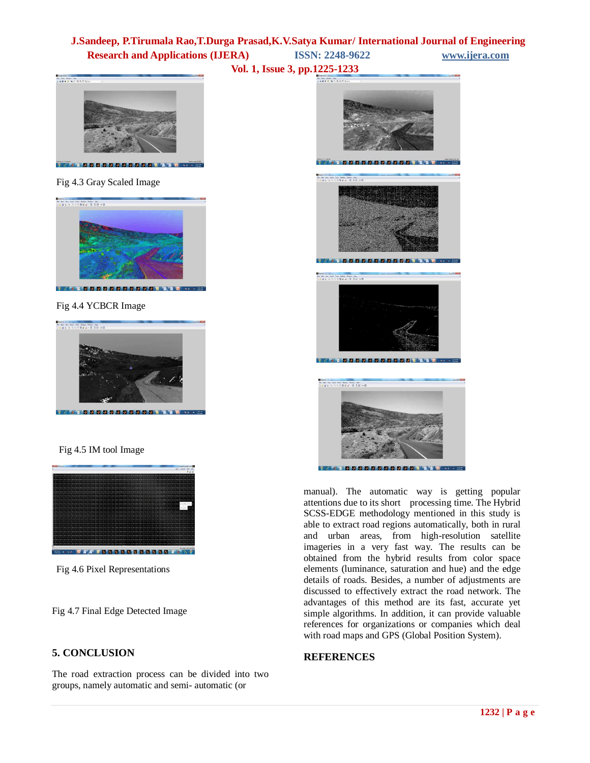Fig 4.3 Gray Scaled Image

Fig 4.4 YCBCR Image

Fig 4.5 IM tool Image

Fig 4.6 Pixel Representations

Fig 4.7 Final Edge Detected Image

## 5. CONCLUSION

The road extraction process can be divided into two groups, namely automatic and semi- automatic (or manual). The automatic way is getting popular attentions due to its short processing time. The Hybrid SCSS-EDGE methodology mentioned in this study is able to extract road regions automatically, both in rural and urban areas, from high-resolution satellite imageries in a very fast way. The results can be obtained from the hybrid results from color space elements (luminance, saturation and hue) and the edge details of roads. Besides, a number of adjustments are discussed to effectively extract the road network. The advantages of this method are its fast, accurate yet simple algorithms. In addition, it can provide valuable references for organizations or companies which deal with road maps and GPS (Global Position System).

## REFERENCES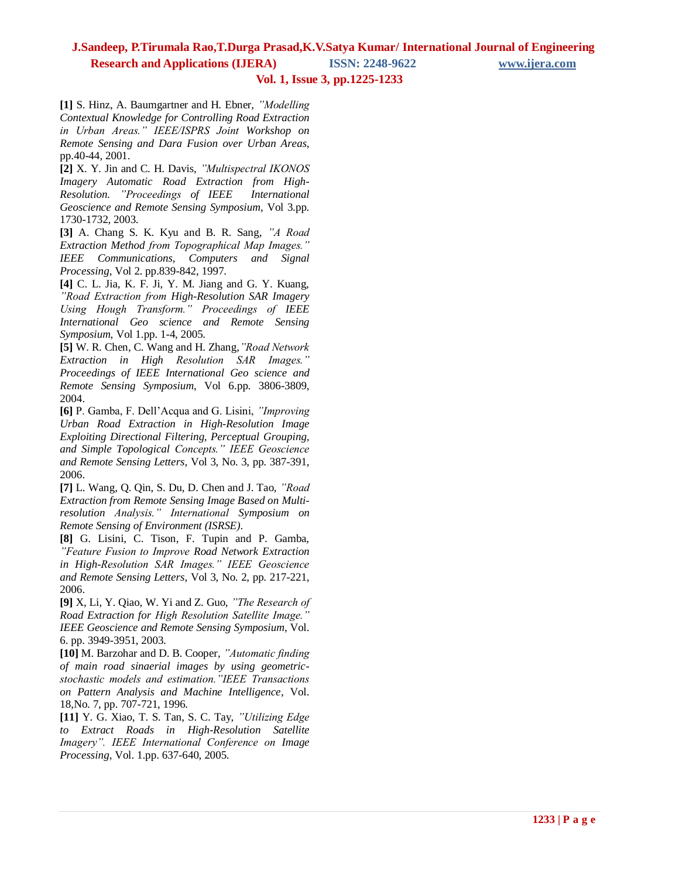**[1]** S. Hinz, A. Baumgartner and H. Ebner, *"Modelling Contextual Knowledge for Controlling Road Extraction in Urban Areas." IEEE/ISPRS Joint Workshop on Remote Sensing and Dara Fusion over Urban Areas*, pp.40-44, 2001.

**[2]** X. Y. Jin and C. H. Davis, *"Multispectral IKONOS Imagery Automatic Road Extraction from High-Resolution. "Proceedings of IEEE International Geoscience and Remote Sensing Symposium*, Vol 3.pp. 1730-1732, 2003.

**[3]** A. Chang S. K. Kyu and B. R. Sang, *"A Road Extraction Method from Topographical Map Images." IEEE Communications, Computers and Signal Processing*, Vol 2. pp.839-842, 1997.

**[4]** C. L. Jia, K. F. Ji, Y. M. Jiang and G. Y. Kuang, *"Road Extraction from High-Resolution SAR Imagery Using Hough Transform." Proceedings of IEEE International Geo science and Remote Sensing Symposium*, Vol 1.pp. 1-4, 2005.

**[5]** W. R. Chen, C. Wang and H. Zhang,*"Road Network Extraction in High Resolution SAR Images." Proceedings of IEEE International Geo science and Remote Sensing Symposium*, Vol 6.pp. 3806-3809, 2004.

**[6]** P. Gamba, F. Dell'Acqua and G. Lisini, *"Improving Urban Road Extraction in High-Resolution Image Exploiting Directional Filtering, Perceptual Grouping, and Simple Topological Concepts." IEEE Geoscience and Remote Sensing Letters*, Vol 3, No. 3, pp. 387-391, 2006.

**[7]** L. Wang, Q. Qin, S. Du, D. Chen and J. Tao, *"Road Extraction from Remote Sensing Image Based on Multi-resolution Analysis." International Symposium on Remote Sensing of Environment (ISRSE)*.

**[8]** G. Lisini, C. Tison, F. Tupin and P. Gamba, *"Feature Fusion to Improve Road Network Extraction in High-Resolution SAR Images." IEEE Geoscience and Remote Sensing Letters*, Vol 3, No. 2, pp. 217-221, 2006.

**[9]** X, Li, Y. Qiao, W. Yi and Z. Guo, *"The Research of Road Extraction for High Resolution Satellite Image." IEEE Geoscience and Remote Sensing Symposium*, Vol. 6. pp. 3949-3951, 2003.

**[10]** M. Barzohar and D. B. Cooper, *"Automatic finding of main road sinaerial images by using geometric-stochastic models and estimation."IEEE Transactions on Pattern Analysis and Machine Intelligence*, Vol. 18,No. 7, pp. 707-721, 1996.

**[11]** Y. G. Xiao, T. S. Tan, S. C. Tay, *"Utilizing Edge to Extract Roads in High-Resolution Satellite Imagery". IEEE International Conference on Image Processing*, Vol. 1.pp. 637-640, 2005.